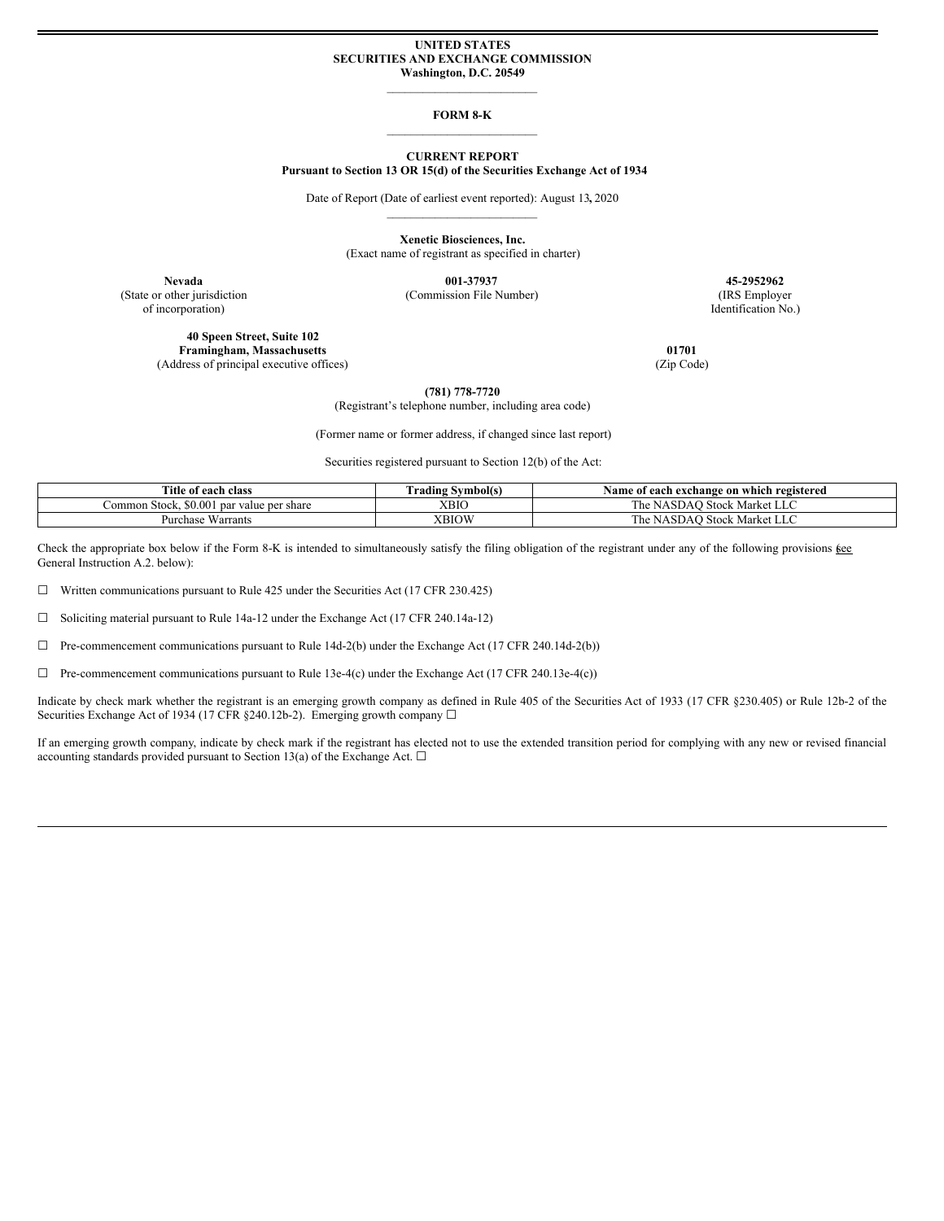**UNITED STATES**
**SECURITIES AND EXCHANGE COMMISSION**
**Washington, D.C. 20549**

---

# FORM 8-K

---

**CURRENT REPORT**
**Pursuant to Section 13 OR 15(d) of the Securities Exchange Act of 1934**

Date of Report (Date of earliest event reported): August 13, 2020

---

**Xenetic Biosciences, Inc.**
(Exact name of registrant as specified in charter)

| **Nevada** | **001-37937** | **45-2952962** |
|---|---|---|
| (State or other jurisdiction of incorporation) | (Commission File Number) | (IRS Employer Identification No.) |

| **40 Speen Street, Suite 102** **Framingham, Massachusetts** | **01701** |
|---|---|
| (Address of principal executive offices) | (Zip Code) |

**(781) 778-7720**
(Registrant's telephone number, including area code)

(Former name or former address, if changed since last report)

Securities registered pursuant to Section 12(b) of the Act:

| Title of each class | Trading Symbol(s) | Name of each exchange on which registered |
|---|---|---|
| Common Stock, $0.001 par value per share | XBIO | The NASDAQ Stock Market LLC |
| Purchase Warrants | XBIOW | The NASDAQ Stock Market LLC |

Check the appropriate box below if the Form 8-K is intended to simultaneously satisfy the filing obligation of the registrant under any of the following provisions (see General Instruction A.2. below):

☐ Written communications pursuant to Rule 425 under the Securities Act (17 CFR 230.425)

☐ Soliciting material pursuant to Rule 14a-12 under the Exchange Act (17 CFR 240.14a-12)

☐ Pre-commencement communications pursuant to Rule 14d-2(b) under the Exchange Act (17 CFR 240.14d-2(b))

☐ Pre-commencement communications pursuant to Rule 13e-4(c) under the Exchange Act (17 CFR 240.13e-4(c))

Indicate by check mark whether the registrant is an emerging growth company as defined in Rule 405 of the Securities Act of 1933 (17 CFR §230.405) or Rule 12b-2 of the Securities Exchange Act of 1934 (17 CFR §240.12b-2). Emerging growth company ☐

If an emerging growth company, indicate by check mark if the registrant has elected not to use the extended transition period for complying with any new or revised financial accounting standards provided pursuant to Section 13(a) of the Exchange Act. ☐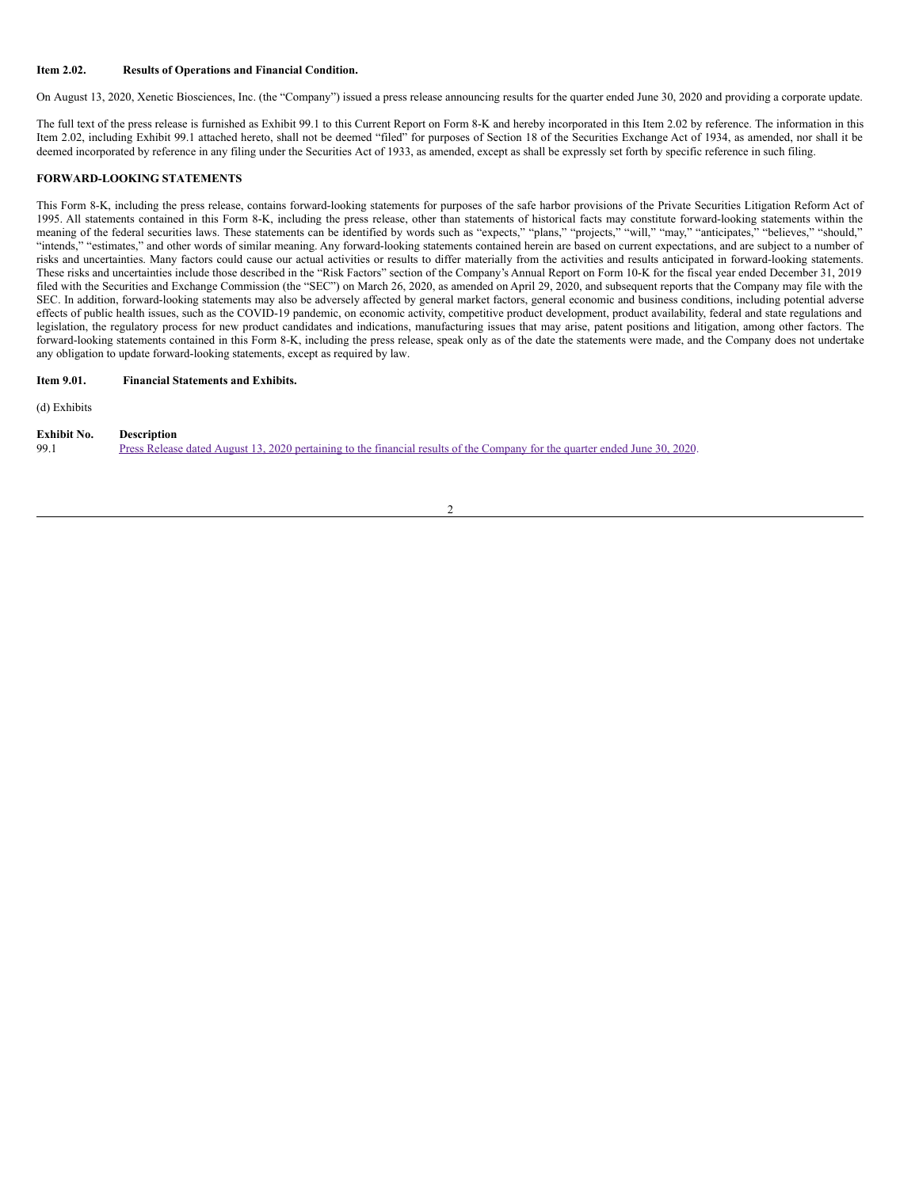**Item 2.02. Results of Operations and Financial Condition.**

On August 13, 2020, Xenetic Biosciences, Inc. (the "Company") issued a press release announcing results for the quarter ended June 30, 2020 and providing a corporate update.

The full text of the press release is furnished as Exhibit 99.1 to this Current Report on Form 8-K and hereby incorporated in this Item 2.02 by reference. The information in this Item 2.02, including Exhibit 99.1 attached hereto, shall not be deemed "filed" for purposes of Section 18 of the Securities Exchange Act of 1934, as amended, nor shall it be deemed incorporated by reference in any filing under the Securities Act of 1933, as amended, except as shall be expressly set forth by specific reference in such filing.

**FORWARD-LOOKING STATEMENTS**

This Form 8-K, including the press release, contains forward-looking statements for purposes of the safe harbor provisions of the Private Securities Litigation Reform Act of 1995. All statements contained in this Form 8-K, including the press release, other than statements of historical facts may constitute forward-looking statements within the meaning of the federal securities laws. These statements can be identified by words such as "expects," "plans," "projects," "will," "may," "anticipates," "believes," "should," "intends," "estimates," and other words of similar meaning. Any forward-looking statements contained herein are based on current expectations, and are subject to a number of risks and uncertainties. Many factors could cause our actual activities or results to differ materially from the activities and results anticipated in forward-looking statements. These risks and uncertainties include those described in the "Risk Factors" section of the Company's Annual Report on Form 10-K for the fiscal year ended December 31, 2019 filed with the Securities and Exchange Commission (the "SEC") on March 26, 2020, as amended on April 29, 2020, and subsequent reports that the Company may file with the SEC. In addition, forward-looking statements may also be adversely affected by general market factors, general economic and business conditions, including potential adverse effects of public health issues, such as the COVID-19 pandemic, on economic activity, competitive product development, product availability, federal and state regulations and legislation, the regulatory process for new product candidates and indications, manufacturing issues that may arise, patent positions and litigation, among other factors. The forward-looking statements contained in this Form 8-K, including the press release, speak only as of the date the statements were made, and the Company does not undertake any obligation to update forward-looking statements, except as required by law.

**Item 9.01. Financial Statements and Exhibits.**

(d) Exhibits

| **Exhibit No.** | **Description** |
|---|---|
| 99.1 | Press Release dated August 13, 2020 pertaining to the financial results of the Company for the quarter ended June 30, 2020. |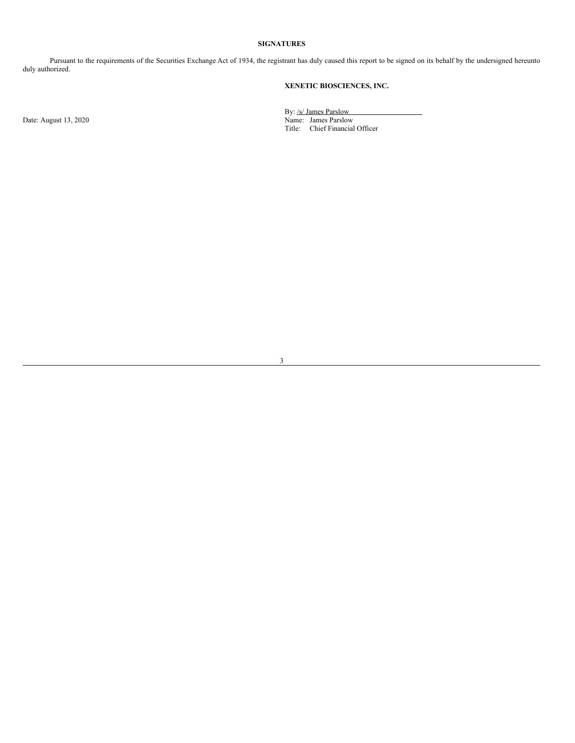**SIGNATURES**

Pursuant to the requirements of the Securities Exchange Act of 1934, the registrant has duly caused this report to be signed on its behalf by the undersigned hereunto duly authorized.

**XENETIC BIOSCIENCES, INC.**

Date: August 13, 2020

By: /s/ James Parslow
Name: James Parslow
Title: Chief Financial Officer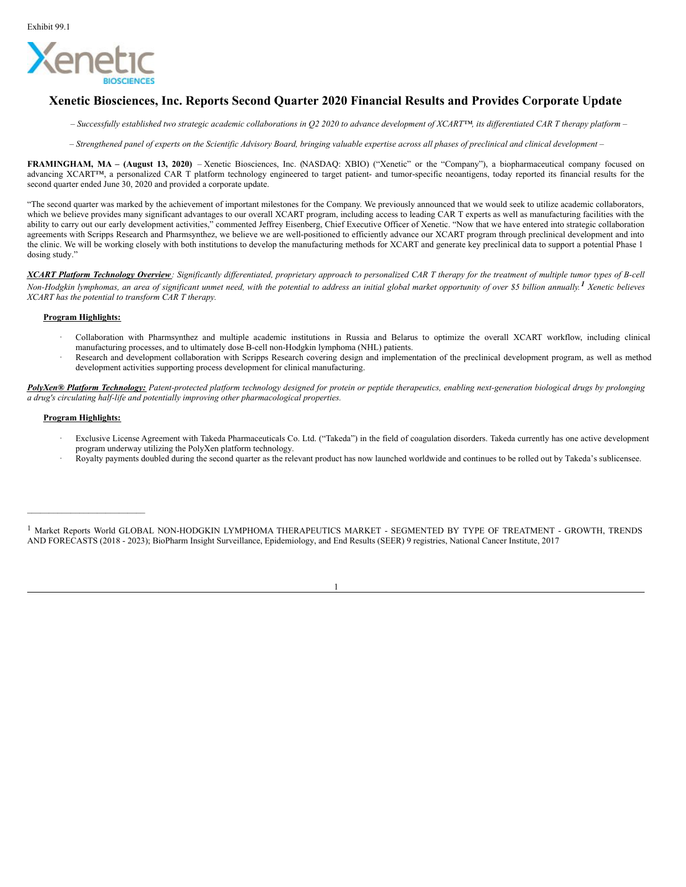Exhibit 99.1

# Xenetic Biosciences, Inc. Reports Second Quarter 2020 Financial Results and Provides Corporate Update

*– Successfully established two strategic academic collaborations in Q2 2020 to advance development of XCART™, its differentiated CAR T therapy platform –*

*– Strengthened panel of experts on the Scientific Advisory Board, bringing valuable expertise across all phases of preclinical and clinical development –*

**FRAMINGHAM, MA – (August 13, 2020)** – Xenetic Biosciences, Inc. (NASDAQ: XBIO) ("Xenetic" or the "Company"), a biopharmaceutical company focused on advancing XCART™, a personalized CAR T platform technology engineered to target patient- and tumor-specific neoantigens, today reported its financial results for the second quarter ended June 30, 2020 and provided a corporate update.

"The second quarter was marked by the achievement of important milestones for the Company. We previously announced that we would seek to utilize academic collaborators, which we believe provides many significant advantages to our overall XCART program, including access to leading CAR T experts as well as manufacturing facilities with the ability to carry out our early development activities," commented Jeffrey Eisenberg, Chief Executive Officer of Xenetic. "Now that we have entered into strategic collaboration agreements with Scripps Research and Pharmsynthez, we believe we are well-positioned to efficiently advance our XCART program through preclinical development and into the clinic. We will be working closely with both institutions to develop the manufacturing methods for XCART and generate key preclinical data to support a potential Phase 1 dosing study."

***XCART Platform Technology Overview****: Significantly differentiated, proprietary approach to personalized CAR T therapy for the treatment of multiple tumor types of B-cell Non-Hodgkin lymphomas, an area of significant unmet need, with the potential to address an initial global market opportunity of over $5 billion annually.*[1] *Xenetic believes XCART has the potential to transform CAR T therapy.*

**Program Highlights:**

- Collaboration with Pharmsynthez and multiple academic institutions in Russia and Belarus to optimize the overall XCART workflow, including clinical manufacturing processes, and to ultimately dose B-cell non-Hodgkin lymphoma (NHL) patients.
- Research and development collaboration with Scripps Research covering design and implementation of the preclinical development program, as well as method development activities supporting process development for clinical manufacturing.

***PolyXen® Platform Technology:*** *Patent-protected platform technology designed for protein or peptide therapeutics, enabling next-generation biological drugs by prolonging a drug's circulating half-life and potentially improving other pharmacological properties.*

**Program Highlights:**

- Exclusive License Agreement with Takeda Pharmaceuticals Co. Ltd. ("Takeda") in the field of coagulation disorders. Takeda currently has one active development program underway utilizing the PolyXen platform technology.
- Royalty payments doubled during the second quarter as the relevant product has now launched worldwide and continues to be rolled out by Takeda's sublicensee.

---

[1] Market Reports World GLOBAL NON-HODGKIN LYMPHOMA THERAPEUTICS MARKET - SEGMENTED BY TYPE OF TREATMENT - GROWTH, TRENDS AND FORECASTS (2018 - 2023); BioPharm Insight Surveillance, Epidemiology, and End Results (SEER) 9 registries, National Cancer Institute, 2017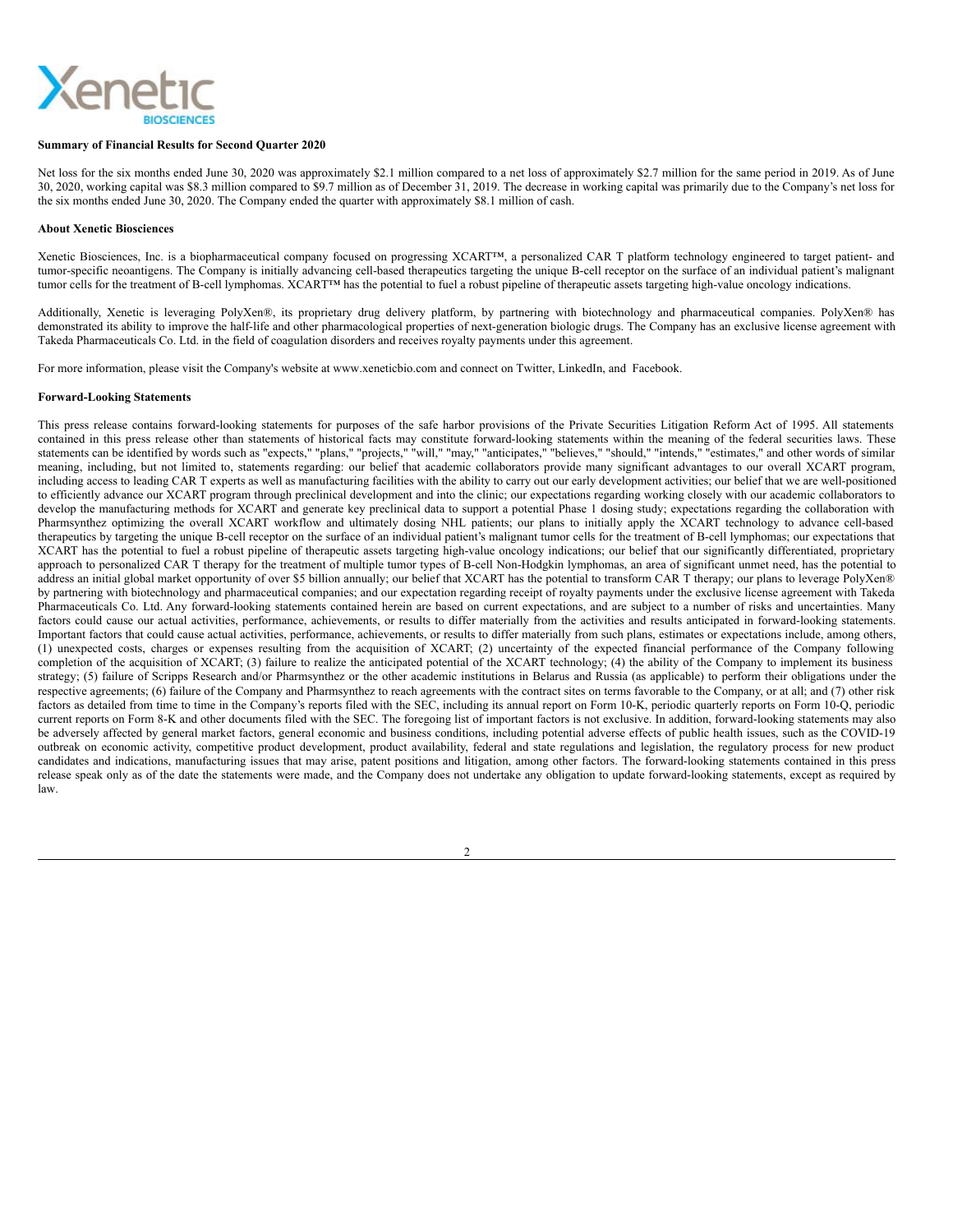**Summary of Financial Results for Second Quarter 2020**

Net loss for the six months ended June 30, 2020 was approximately $2.1 million compared to a net loss of approximately $2.7 million for the same period in 2019. As of June 30, 2020, working capital was $8.3 million compared to $9.7 million as of December 31, 2019. The decrease in working capital was primarily due to the Company's net loss for the six months ended June 30, 2020. The Company ended the quarter with approximately $8.1 million of cash.

**About Xenetic Biosciences**

Xenetic Biosciences, Inc. is a biopharmaceutical company focused on progressing XCART™, a personalized CAR T platform technology engineered to target patient- and tumor-specific neoantigens. The Company is initially advancing cell-based therapeutics targeting the unique B-cell receptor on the surface of an individual patient's malignant tumor cells for the treatment of B-cell lymphomas. XCART™ has the potential to fuel a robust pipeline of therapeutic assets targeting high-value oncology indications.

Additionally, Xenetic is leveraging PolyXen®, its proprietary drug delivery platform, by partnering with biotechnology and pharmaceutical companies. PolyXen® has demonstrated its ability to improve the half-life and other pharmacological properties of next-generation biologic drugs. The Company has an exclusive license agreement with Takeda Pharmaceuticals Co. Ltd. in the field of coagulation disorders and receives royalty payments under this agreement.

For more information, please visit the Company's website at www.xeneticbio.com and connect on Twitter, LinkedIn, and Facebook.

**Forward-Looking Statements**

This press release contains forward-looking statements for purposes of the safe harbor provisions of the Private Securities Litigation Reform Act of 1995. All statements contained in this press release other than statements of historical facts may constitute forward-looking statements within the meaning of the federal securities laws. These statements can be identified by words such as "expects," "plans," "projects," "will," "may," "anticipates," "believes," "should," "intends," "estimates," and other words of similar meaning, including, but not limited to, statements regarding: our belief that academic collaborators provide many significant advantages to our overall XCART program, including access to leading CAR T experts as well as manufacturing facilities with the ability to carry out our early development activities; our belief that we are well-positioned to efficiently advance our XCART program through preclinical development and into the clinic; our expectations regarding working closely with our academic collaborators to develop the manufacturing methods for XCART and generate key preclinical data to support a potential Phase 1 dosing study; expectations regarding the collaboration with Pharmsynthez optimizing the overall XCART workflow and ultimately dosing NHL patients; our plans to initially apply the XCART technology to advance cell-based therapeutics by targeting the unique B-cell receptor on the surface of an individual patient's malignant tumor cells for the treatment of B-cell lymphomas; our expectations that XCART has the potential to fuel a robust pipeline of therapeutic assets targeting high-value oncology indications; our belief that our significantly differentiated, proprietary approach to personalized CAR T therapy for the treatment of multiple tumor types of B-cell Non-Hodgkin lymphomas, an area of significant unmet need, has the potential to address an initial global market opportunity of over $5 billion annually; our belief that XCART has the potential to transform CAR T therapy; our plans to leverage PolyXen® by partnering with biotechnology and pharmaceutical companies; and our expectation regarding receipt of royalty payments under the exclusive license agreement with Takeda Pharmaceuticals Co. Ltd. Any forward-looking statements contained herein are based on current expectations, and are subject to a number of risks and uncertainties. Many factors could cause our actual activities, performance, achievements, or results to differ materially from the activities and results anticipated in forward-looking statements. Important factors that could cause actual activities, performance, achievements, or results to differ materially from such plans, estimates or expectations include, among others, (1) unexpected costs, charges or expenses resulting from the acquisition of XCART; (2) uncertainty of the expected financial performance of the Company following completion of the acquisition of XCART; (3) failure to realize the anticipated potential of the XCART technology; (4) the ability of the Company to implement its business strategy; (5) failure of Scripps Research and/or Pharmsynthez or the other academic institutions in Belarus and Russia (as applicable) to perform their obligations under the respective agreements; (6) failure of the Company and Pharmsynthez to reach agreements with the contract sites on terms favorable to the Company, or at all; and (7) other risk factors as detailed from time to time in the Company's reports filed with the SEC, including its annual report on Form 10-K, periodic quarterly reports on Form 10-Q, periodic current reports on Form 8-K and other documents filed with the SEC. The foregoing list of important factors is not exclusive. In addition, forward-looking statements may also be adversely affected by general market factors, general economic and business conditions, including potential adverse effects of public health issues, such as the COVID-19 outbreak on economic activity, competitive product development, product availability, federal and state regulations and legislation, the regulatory process for new product candidates and indications, manufacturing issues that may arise, patent positions and litigation, among other factors. The forward-looking statements contained in this press release speak only as of the date the statements were made, and the Company does not undertake any obligation to update forward-looking statements, except as required by law.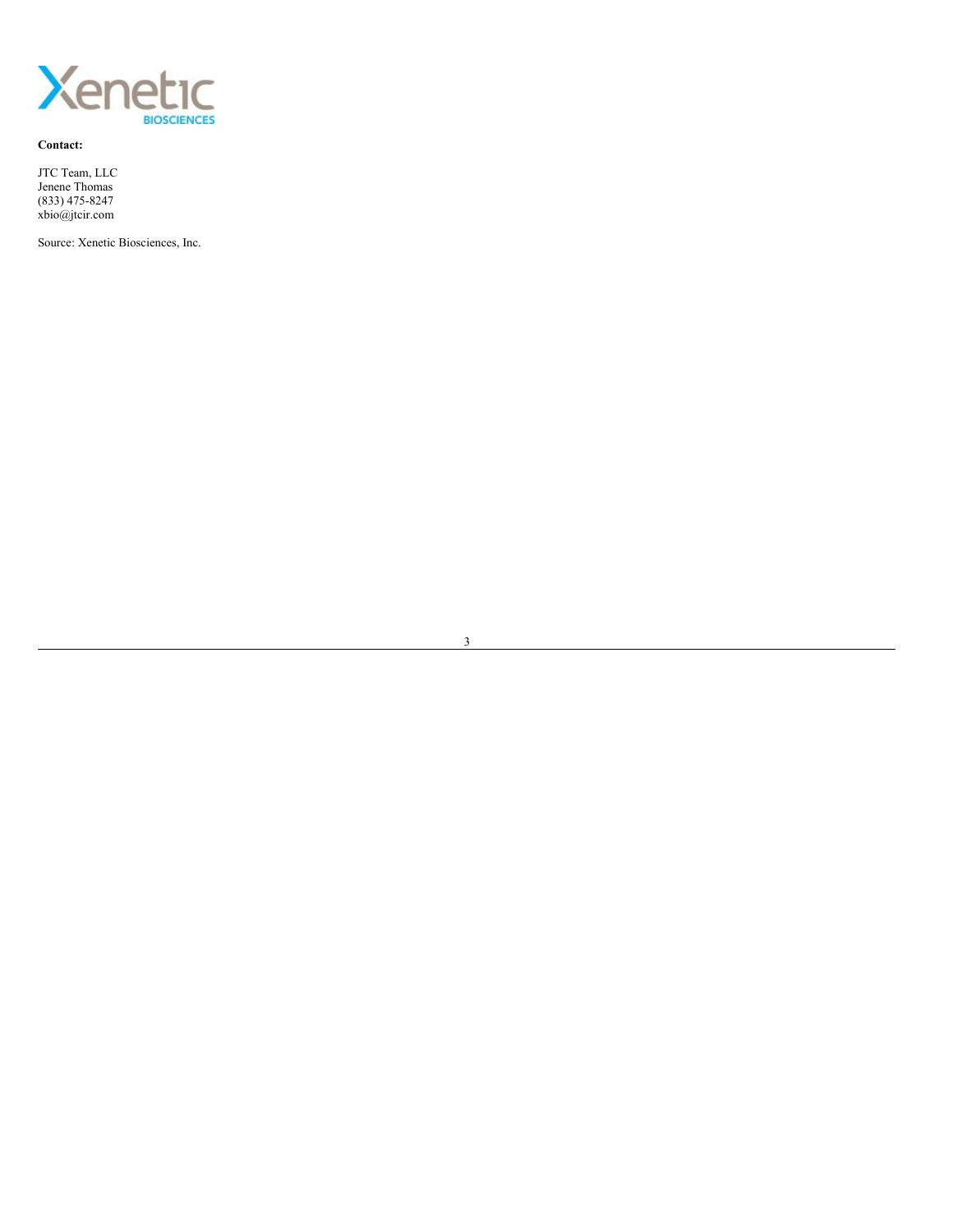**Contact:**

JTC Team, LLC
Jenene Thomas
(833) 475-8247
xbio@jtcir.com

Source: Xenetic Biosciences, Inc.